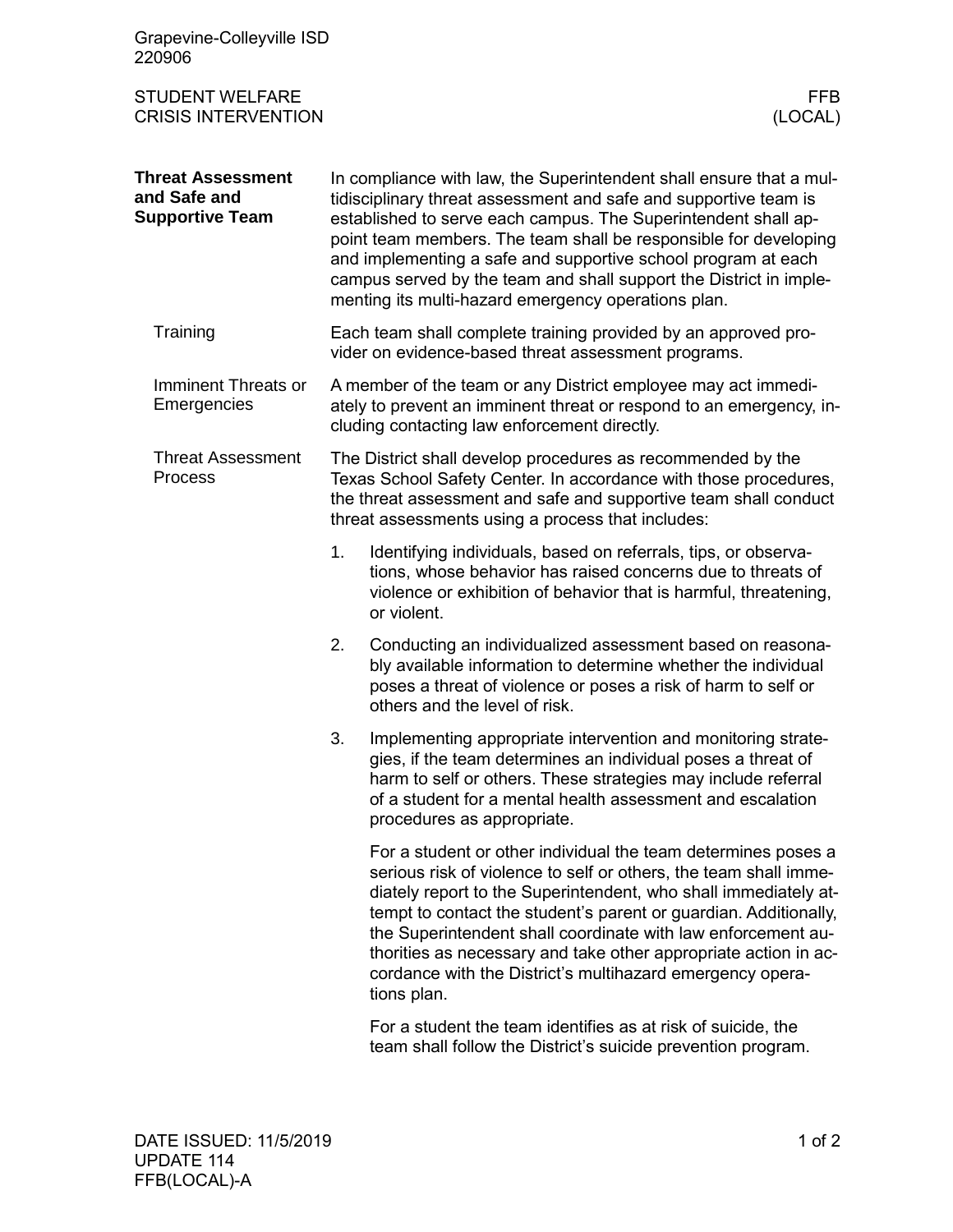## Threat Assessment and Safe and Supportive Team

In compliance with law, the Superintendent shall ensure that a multidisciplinary threat assessment and safe and supportive team is established to serve each campus. The Superintendent shall appoint team members. The team shall be responsible for developing and implementing a safe and supportive school program at each campus served by the team and shall support the District in implementing its multi-hazard emergency operations plan.

### Training

Each team shall complete training provided by an approved provider on evidence-based threat assessment programs.

### Imminent Threats or Emergencies

A member of the team or any District employee may act immediately to prevent an imminent threat or respond to an emergency, including contacting law enforcement directly.

### Threat Assessment Process

The District shall develop procedures as recommended by the Texas School Safety Center. In accordance with those procedures, the threat assessment and safe and supportive team shall conduct threat assessments using a process that includes:

1. Identifying individuals, based on referrals, tips, or observations, whose behavior has raised concerns due to threats of violence or exhibition of behavior that is harmful, threatening, or violent.
2. Conducting an individualized assessment based on reasonably available information to determine whether the individual poses a threat of violence or poses a risk of harm to self or others and the level of risk.
3. Implementing appropriate intervention and monitoring strategies, if the team determines an individual poses a threat of harm to self or others. These strategies may include referral of a student for a mental health assessment and escalation procedures as appropriate.

   For a student or other individual the team determines poses a serious risk of violence to self or others, the team shall immediately report to the Superintendent, who shall immediately attempt to contact the student's parent or guardian. Additionally, the Superintendent shall coordinate with law enforcement authorities as necessary and take other appropriate action in accordance with the District's multihazard emergency operations plan.

   For a student the team identifies as at risk of suicide, the team shall follow the District's suicide prevention program.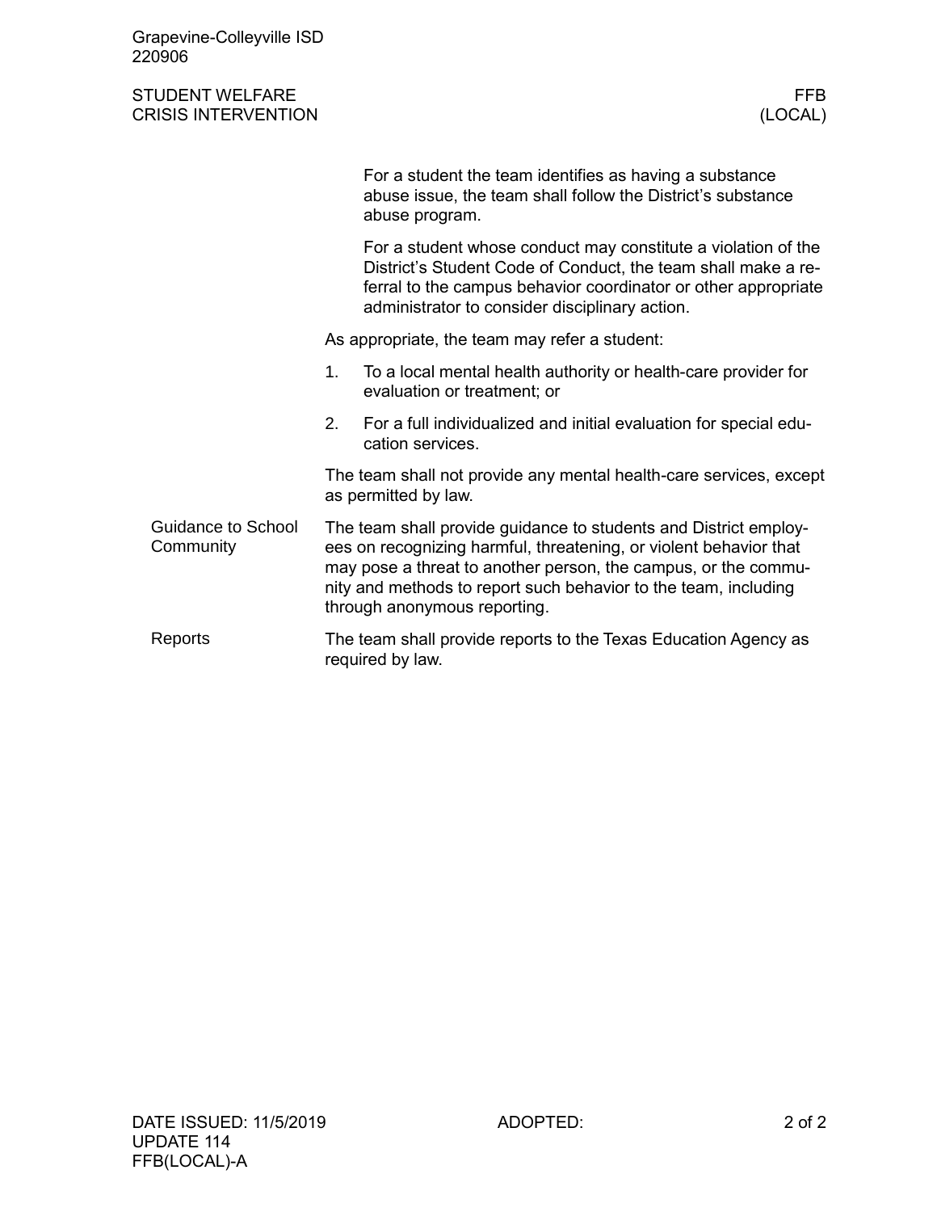For a student the team identifies as having a substance abuse issue, the team shall follow the District's substance abuse program.

For a student whose conduct may constitute a violation of the District's Student Code of Conduct, the team shall make a referral to the campus behavior coordinator or other appropriate administrator to consider disciplinary action.

As appropriate, the team may refer a student:

1. To a local mental health authority or health-care provider for evaluation or treatment; or
2. For a full individualized and initial evaluation for special education services.

The team shall not provide any mental health-care services, except as permitted by law.

### Guidance to School Community

The team shall provide guidance to students and District employees on recognizing harmful, threatening, or violent behavior that may pose a threat to another person, the campus, or the community and methods to report such behavior to the team, including through anonymous reporting.

### Reports

The team shall provide reports to the Texas Education Agency as required by law.

DATE ISSUED: 11/5/2019
UPDATE 114
FFB(LOCAL)-A

ADOPTED: